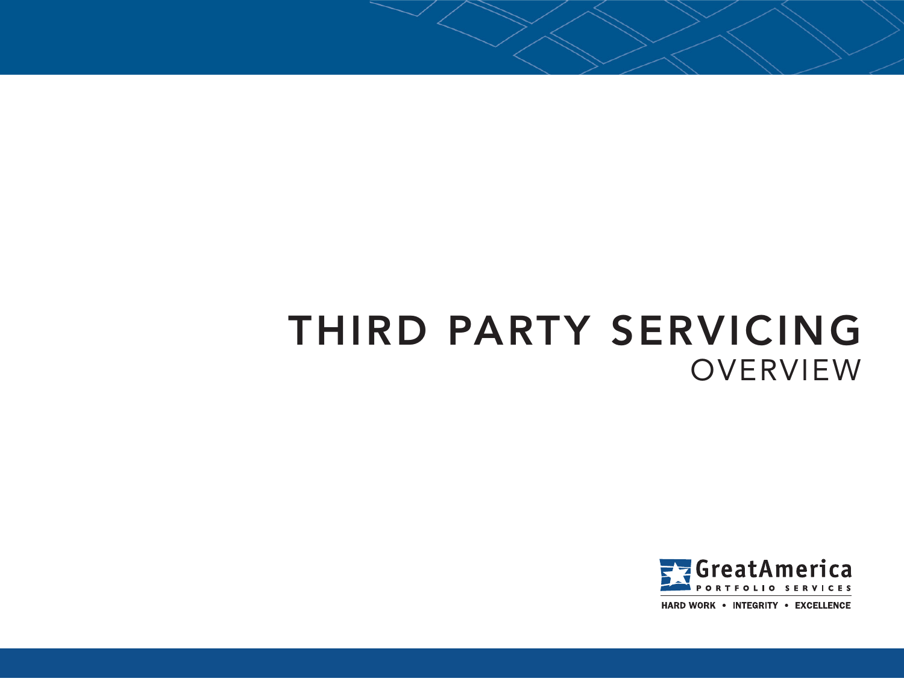# THIRD PARTY SERVICING
## OVERVIEW

GreatAmerica
PORTFOLIO SERVICES

HARD WORK • INTEGRITY • EXCELLENCE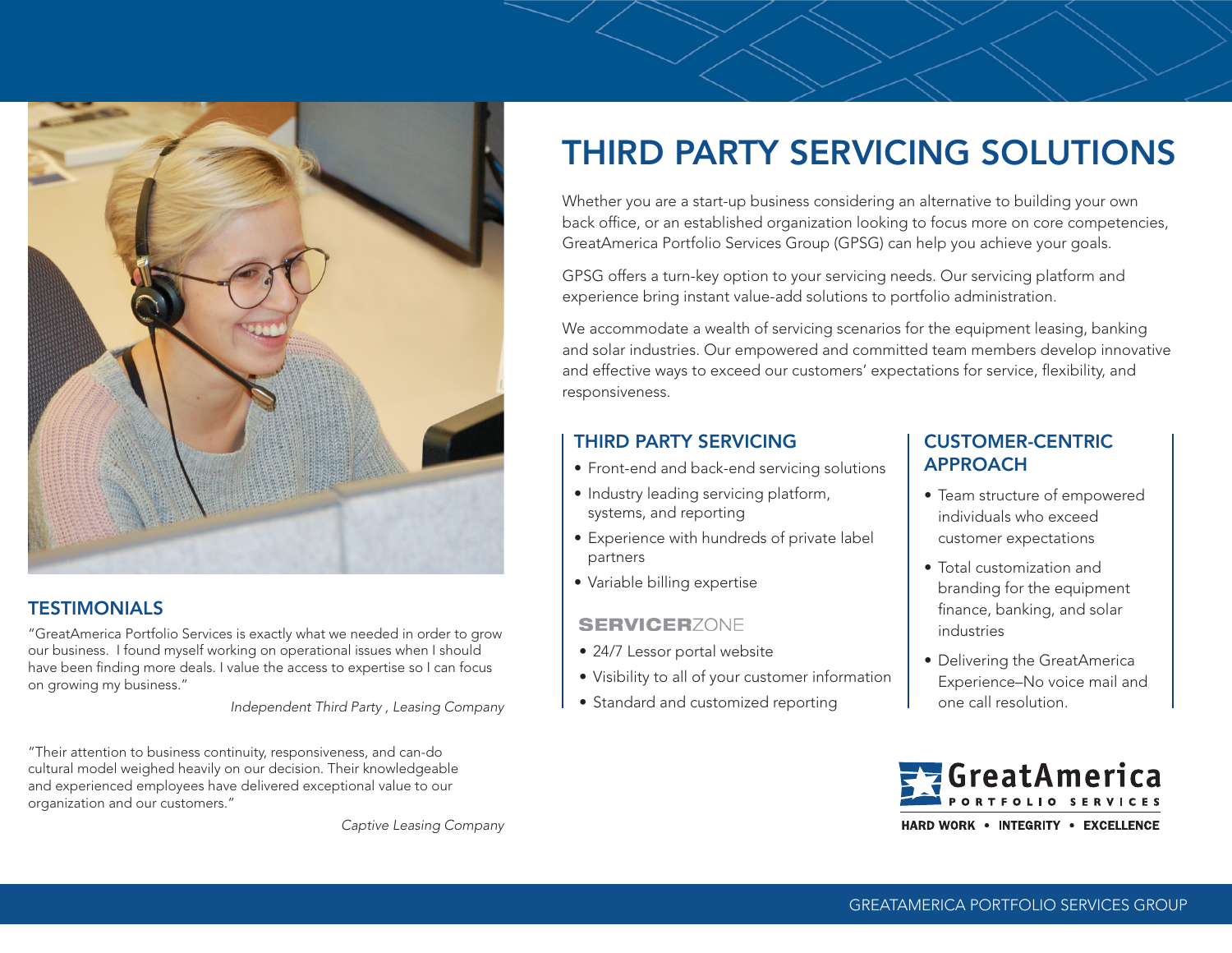# THIRD PARTY SERVICING SOLUTIONS

Whether you are a start-up business considering an alternative to building your own back office, or an established organization looking to focus more on core competencies, GreatAmerica Portfolio Services Group (GPSG) can help you achieve your goals.

GPSG offers a turn-key option to your servicing needs. Our servicing platform and experience bring instant value-add solutions to portfolio administration.

We accommodate a wealth of servicing scenarios for the equipment leasing, banking and solar industries. Our empowered and committed team members develop innovative and effective ways to exceed our customers' expectations for service, flexibility, and responsiveness.

## THIRD PARTY SERVICING

- Front-end and back-end servicing solutions
- Industry leading servicing platform, systems, and reporting
- Experience with hundreds of private label partners
- Variable billing expertise

### SERVICERZONE

- 24/7 Lessor portal website
- Visibility to all of your customer information
- Standard and customized reporting

## CUSTOMER-CENTRIC APPROACH

- Team structure of empowered individuals who exceed customer expectations
- Total customization and branding for the equipment finance, banking, and solar industries
- Delivering the GreatAmerica Experience–No voice mail and one call resolution.

## TESTIMONIALS

"GreatAmerica Portfolio Services is exactly what we needed in order to grow our business. I found myself working on operational issues when I should have been finding more deals. I value the access to expertise so I can focus on growing my business."

*Independent Third Party , Leasing Company*

"Their attention to business continuity, responsiveness, and can-do cultural model weighed heavily on our decision. Their knowledgeable and experienced employees have delivered exceptional value to our organization and our customers."

*Captive Leasing Company*

GreatAmerica PORTFOLIO SERVICES

HARD WORK • INTEGRITY • EXCELLENCE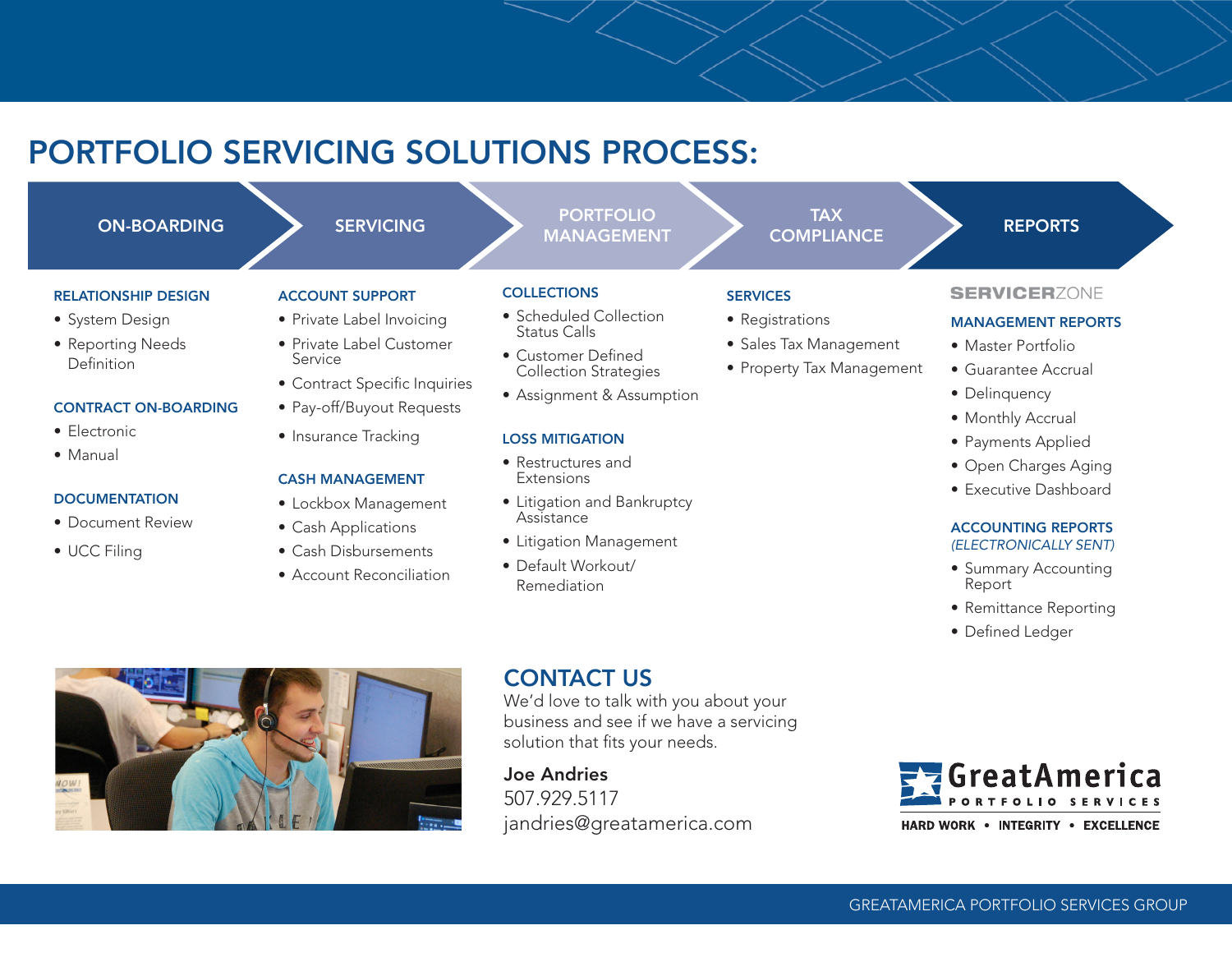# PORTFOLIO SERVICING SOLUTIONS PROCESS:

ON-BOARDING → SERVICING → PORTFOLIO MANAGEMENT → TAX COMPLIANCE → REPORTS

## ON-BOARDING

### RELATIONSHIP DESIGN

- System Design
- Reporting Needs Definition

### CONTRACT ON-BOARDING

- Electronic
- Manual

### DOCUMENTATION

- Document Review
- UCC Filing

## SERVICING

### ACCOUNT SUPPORT

- Private Label Invoicing
- Private Label Customer Service
- Contract Specific Inquiries
- Pay-off/Buyout Requests
- Insurance Tracking

### CASH MANAGEMENT

- Lockbox Management
- Cash Applications
- Cash Disbursements
- Account Reconciliation

## PORTFOLIO MANAGEMENT

### COLLECTIONS

- Scheduled Collection Status Calls
- Customer Defined Collection Strategies
- Assignment & Assumption

### LOSS MITIGATION

- Restructures and Extensions
- Litigation and Bankruptcy Assistance
- Litigation Management
- Default Workout/ Remediation

## TAX COMPLIANCE

### SERVICES

- Registrations
- Sales Tax Management
- Property Tax Management

## REPORTS

**SERVICERZONE**

### MANAGEMENT REPORTS

- Master Portfolio
- Guarantee Accrual
- Delinquency
- Monthly Accrual
- Payments Applied
- Open Charges Aging
- Executive Dashboard

### ACCOUNTING REPORTS *(ELECTRONICALLY SENT)*

- Summary Accounting Report
- Remittance Reporting
- Defined Ledger

## CONTACT US

We'd love to talk with you about your business and see if we have a servicing solution that fits your needs.

**Joe Andries**
507.929.5117
jandries@greatamerica.com

GreatAmerica PORTFOLIO SERVICES

HARD WORK • INTEGRITY • EXCELLENCE

GREATAMERICA PORTFOLIO SERVICES GROUP